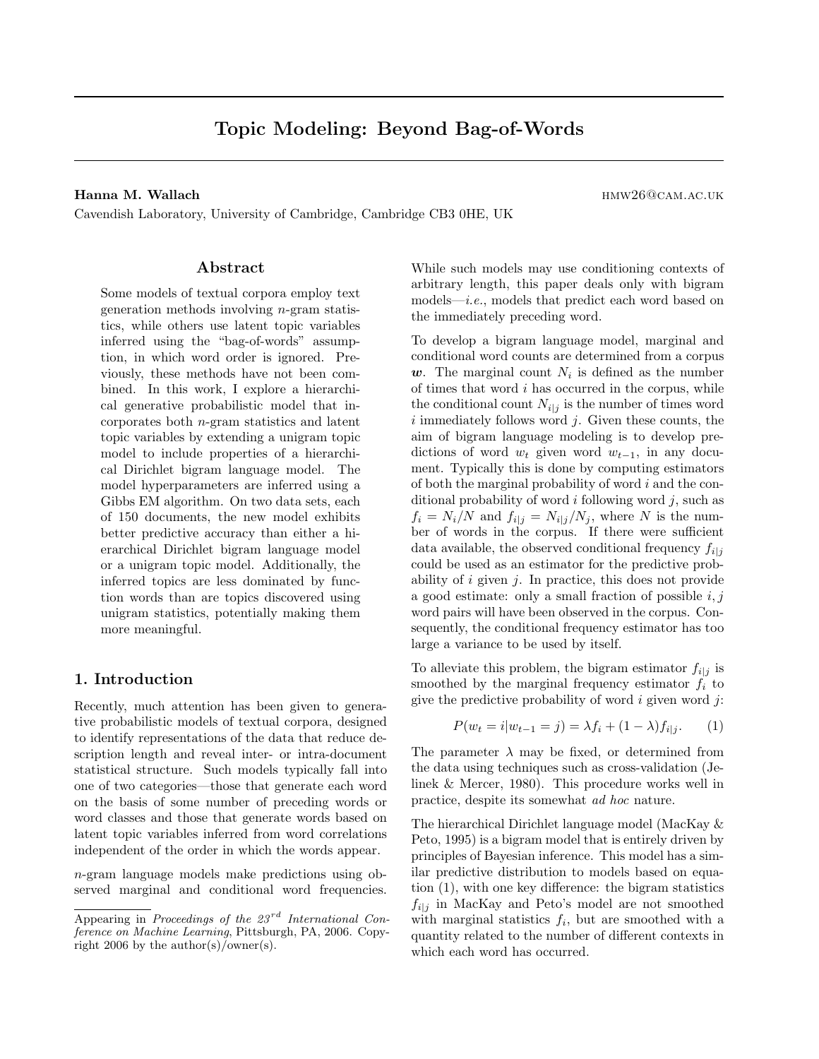# Topic Modeling: Beyond Bag-of-Words

**Hanna M. Wallach** hmw26@cam.ac.uk

Cavendish Laboratory, University of Cambridge, Cambridge CB3 0HE, UK

## Abstract

Some models of textual corpora employ text generation methods involving $n$-gram statistics, while others use latent topic variables inferred using the "bag-of-words" assumption, in which word order is ignored. Previously, these methods have not been combined. In this work, I explore a hierarchical generative probabilistic model that incorporates both $n$-gram statistics and latent topic variables by extending a unigram topic model to include properties of a hierarchical Dirichlet bigram language model. The model hyperparameters are inferred using a Gibbs EM algorithm. On two data sets, each of 150 documents, the new model exhibits better predictive accuracy than either a hierarchical Dirichlet bigram language model or a unigram topic model. Additionally, the inferred topics are less dominated by function words than are topics discovered using unigram statistics, potentially making them more meaningful.

## 1. Introduction

Recently, much attention has been given to generative probabilistic models of textual corpora, designed to identify representations of the data that reduce description length and reveal inter- or intra-document statistical structure. Such models typically fall into one of two categories—those that generate each word on the basis of some number of preceding words or word classes and those that generate words based on latent topic variables inferred from word correlations independent of the order in which the words appear.

$n$-gram language models make predictions using observed marginal and conditional word frequencies. While such models may use conditioning contexts of arbitrary length, this paper deals only with bigram models—*i.e.*, models that predict each word based on the immediately preceding word.

To develop a bigram language model, marginal and conditional word counts are determined from a corpus $\boldsymbol{w}$. The marginal count $N_i$ is defined as the number of times that word $i$ has occurred in the corpus, while the conditional count $N_{i|j}$ is the number of times word $i$ immediately follows word $j$. Given these counts, the aim of bigram language modeling is to develop predictions of word $w_t$ given word $w_{t-1}$, in any document. Typically this is done by computing estimators of both the marginal probability of word $i$ and the conditional probability of word $i$ following word $j$, such as $f_i = N_i/N$ and $f_{i|j} = N_{i|j}/N_j$, where $N$ is the number of words in the corpus. If there were sufficient data available, the observed conditional frequency $f_{i|j}$ could be used as an estimator for the predictive probability of $i$ given $j$. In practice, this does not provide a good estimate: only a small fraction of possible $i, j$ word pairs will have been observed in the corpus. Consequently, the conditional frequency estimator has too large a variance to be used by itself.

To alleviate this problem, the bigram estimator $f_{i|j}$ is smoothed by the marginal frequency estimator $f_i$ to give the predictive probability of word $i$ given word $j$:

$$P(w_t = i | w_{t-1} = j) = \lambda f_i + (1 - \lambda) f_{i|j}. \qquad (1)$$

The parameter $\lambda$ may be fixed, or determined from the data using techniques such as cross-validation (Jelinek & Mercer, 1980). This procedure works well in practice, despite its somewhat *ad hoc* nature.

The hierarchical Dirichlet language model (MacKay & Peto, 1995) is a bigram model that is entirely driven by principles of Bayesian inference. This model has a similar predictive distribution to models based on equation (1), with one key difference: the bigram statistics $f_{i|j}$ in MacKay and Peto's model are not smoothed with marginal statistics $f_i$, but are smoothed with a quantity related to the number of different contexts in which each word has occurred.

---

Appearing in *Proceedings of the 23rd International Conference on Machine Learning*, Pittsburgh, PA, 2006. Copyright 2006 by the author(s)/owner(s).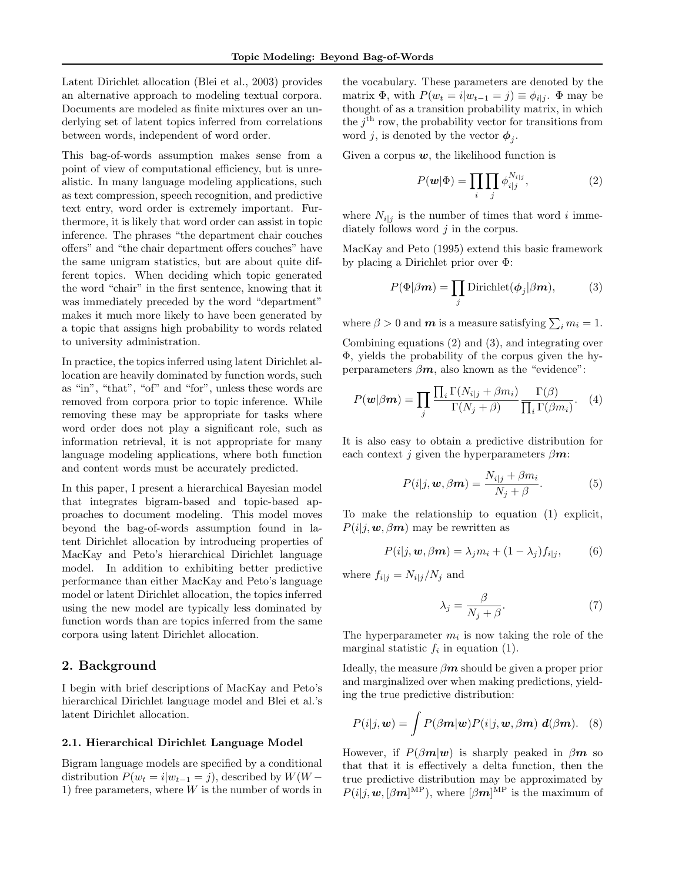Latent Dirichlet allocation (Blei et al., 2003) provides an alternative approach to modeling textual corpora. Documents are modeled as finite mixtures over an underlying set of latent topics inferred from correlations between words, independent of word order.

This bag-of-words assumption makes sense from a point of view of computational efficiency, but is unrealistic. In many language modeling applications, such as text compression, speech recognition, and predictive text entry, word order is extremely important. Furthermore, it is likely that word order can assist in topic inference. The phrases "the department chair couches offers" and "the chair department offers couches" have the same unigram statistics, but are about quite different topics. When deciding which topic generated the word "chair" in the first sentence, knowing that it was immediately preceded by the word "department" makes it much more likely to have been generated by a topic that assigns high probability to words related to university administration.

In practice, the topics inferred using latent Dirichlet allocation are heavily dominated by function words, such as "in", "that", "of" and "for", unless these words are removed from corpora prior to topic inference. While removing these may be appropriate for tasks where word order does not play a significant role, such as information retrieval, it is not appropriate for many language modeling applications, where both function and content words must be accurately predicted.

In this paper, I present a hierarchical Bayesian model that integrates bigram-based and topic-based approaches to document modeling. This model moves beyond the bag-of-words assumption found in latent Dirichlet allocation by introducing properties of MacKay and Peto's hierarchical Dirichlet language model. In addition to exhibiting better predictive performance than either MacKay and Peto's language model or latent Dirichlet allocation, the topics inferred using the new model are typically less dominated by function words than are topics inferred from the same corpora using latent Dirichlet allocation.

## 2. Background

I begin with brief descriptions of MacKay and Peto's hierarchical Dirichlet language model and Blei et al.'s latent Dirichlet allocation.

### 2.1. Hierarchical Dirichlet Language Model

Bigram language models are specified by a conditional distribution $P(w_t = i | w_{t-1} = j)$, described by $W(W-1)$ free parameters, where $W$ is the number of words in the vocabulary. These parameters are denoted by the matrix $\Phi$, with $P(w_t = i | w_{t-1} = j) \equiv \phi_{i|j}$. $\Phi$ may be thought of as a transition probability matrix, in which the $j^{\text{th}}$ row, the probability vector for transitions from word $j$, is denoted by the vector $\boldsymbol{\phi}_j$.

Given a corpus $\boldsymbol{w}$, the likelihood function is

$$P(\boldsymbol{w}|\Phi) = \prod_i \prod_j \phi_{i|j}^{N_{i|j}}, \tag{2}$$

where $N_{i|j}$ is the number of times that word $i$ immediately follows word $j$ in the corpus.

MacKay and Peto (1995) extend this basic framework by placing a Dirichlet prior over $\Phi$:

$$P(\Phi|\beta\boldsymbol{m}) = \prod_j \text{Dirichlet}(\boldsymbol{\phi}_j|\beta\boldsymbol{m}), \tag{3}$$

where $\beta > 0$ and $\boldsymbol{m}$ is a measure satisfying $\sum_i m_i = 1$.

Combining equations (2) and (3), and integrating over $\Phi$, yields the probability of the corpus given the hyperparameters $\beta\boldsymbol{m}$, also known as the "evidence":

$$P(\boldsymbol{w}|\beta\boldsymbol{m}) = \prod_j \frac{\prod_i \Gamma(N_{i|j} + \beta m_i)}{\Gamma(N_j + \beta)} \frac{\Gamma(\beta)}{\prod_i \Gamma(\beta m_i)}. \tag{4}$$

It is also easy to obtain a predictive distribution for each context $j$ given the hyperparameters $\beta\boldsymbol{m}$:

$$P(i|j, \boldsymbol{w}, \beta\boldsymbol{m}) = \frac{N_{i|j} + \beta m_i}{N_j + \beta}. \tag{5}$$

To make the relationship to equation (1) explicit, $P(i|j, \boldsymbol{w}, \beta\boldsymbol{m})$ may be rewritten as

$$P(i|j, \boldsymbol{w}, \beta\boldsymbol{m}) = \lambda_j m_i + (1 - \lambda_j) f_{i|j}, \tag{6}$$

where $f_{i|j} = N_{i|j}/N_j$ and

$$\lambda_j = \frac{\beta}{N_j + \beta}. \tag{7}$$

The hyperparameter $m_i$ is now taking the role of the marginal statistic $f_i$ in equation (1).

Ideally, the measure $\beta\boldsymbol{m}$ should be given a proper prior and marginalized over when making predictions, yielding the true predictive distribution:

$$P(i|j, \boldsymbol{w}) = \int P(\beta\boldsymbol{m}|\boldsymbol{w}) P(i|j, \boldsymbol{w}, \beta\boldsymbol{m}) \, \boldsymbol{d}(\beta\boldsymbol{m}). \tag{8}$$

However, if $P(\beta\boldsymbol{m}|\boldsymbol{w})$ is sharply peaked in $\beta\boldsymbol{m}$ so that that it is effectively a delta function, then the true predictive distribution may be approximated by $P(i|j, \boldsymbol{w}, [\beta\boldsymbol{m}]^{\text{MP}})$, where $[\beta\boldsymbol{m}]^{\text{MP}}$ is the maximum of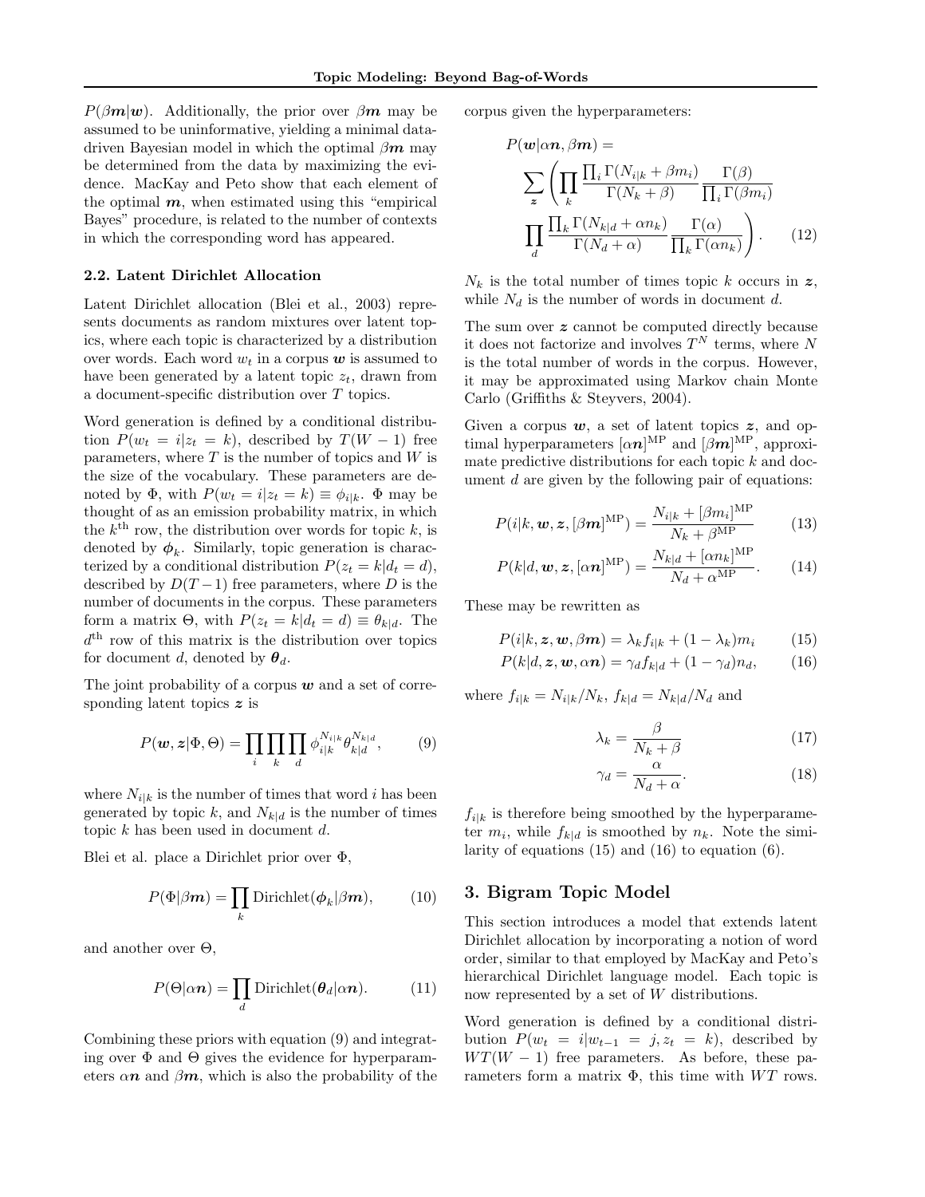$P(\beta \boldsymbol{m}|\boldsymbol{w})$. Additionally, the prior over $\beta \boldsymbol{m}$ may be assumed to be uninformative, yielding a minimal data-driven Bayesian model in which the optimal $\beta \boldsymbol{m}$ may be determined from the data by maximizing the evidence. MacKay and Peto show that each element of the optimal $\boldsymbol{m}$, when estimated using this "empirical Bayes" procedure, is related to the number of contexts in which the corresponding word has appeared.

### 2.2. Latent Dirichlet Allocation

Latent Dirichlet allocation (Blei et al., 2003) represents documents as random mixtures over latent topics, where each topic is characterized by a distribution over words. Each word $w_t$ in a corpus $\boldsymbol{w}$ is assumed to have been generated by a latent topic $z_t$, drawn from a document-specific distribution over $T$ topics.

Word generation is defined by a conditional distribution $P(w_t = i|z_t = k)$, described by $T(W-1)$ free parameters, where $T$ is the number of topics and $W$ is the size of the vocabulary. These parameters are denoted by $\Phi$, with $P(w_t = i|z_t = k) \equiv \phi_{i|k}$. $\Phi$ may be thought of as an emission probability matrix, in which the $k^{\text{th}}$ row, the distribution over words for topic $k$, is denoted by $\boldsymbol{\phi}_k$. Similarly, topic generation is characterized by a conditional distribution $P(z_t = k|d_t = d)$, described by $D(T-1)$ free parameters, where $D$ is the number of documents in the corpus. These parameters form a matrix $\Theta$, with $P(z_t = k|d_t = d) \equiv \theta_{k|d}$. The $d^{\text{th}}$ row of this matrix is the distribution over topics for document $d$, denoted by $\boldsymbol{\theta}_d$.

The joint probability of a corpus $\boldsymbol{w}$ and a set of corresponding latent topics $\boldsymbol{z}$ is

$$P(\boldsymbol{w}, \boldsymbol{z}|\Phi, \Theta) = \prod_i \prod_k \prod_d \phi_{i|k}^{N_{i|k}} \theta_{k|d}^{N_{k|d}}, \tag{9}$$

where $N_{i|k}$ is the number of times that word $i$ has been generated by topic $k$, and $N_{k|d}$ is the number of times topic $k$ has been used in document $d$.

Blei et al. place a Dirichlet prior over $\Phi$,

$$P(\Phi|\beta \boldsymbol{m}) = \prod_k \text{Dirichlet}(\boldsymbol{\phi}_k|\beta \boldsymbol{m}), \tag{10}$$

and another over $\Theta$,

$$P(\Theta|\alpha \boldsymbol{n}) = \prod_d \text{Dirichlet}(\boldsymbol{\theta}_d|\alpha \boldsymbol{n}). \tag{11}$$

Combining these priors with equation (9) and integrating over $\Phi$ and $\Theta$ gives the evidence for hyperparameters $\alpha \boldsymbol{n}$ and $\beta \boldsymbol{m}$, which is also the probability of the corpus given the hyperparameters:

$$P(\boldsymbol{w}|\alpha \boldsymbol{n}, \beta \boldsymbol{m}) = \sum_{\boldsymbol{z}} \left( \prod_k \frac{\prod_i \Gamma(N_{i|k} + \beta m_i)}{\Gamma(N_k + \beta)} \frac{\Gamma(\beta)}{\prod_i \Gamma(\beta m_i)} \prod_d \frac{\prod_k \Gamma(N_{k|d} + \alpha n_k)}{\Gamma(N_d + \alpha)} \frac{\Gamma(\alpha)}{\prod_k \Gamma(\alpha n_k)} \right). \tag{12}$$

$N_k$ is the total number of times topic $k$ occurs in $\boldsymbol{z}$, while $N_d$ is the number of words in document $d$.

The sum over $\boldsymbol{z}$ cannot be computed directly because it does not factorize and involves $T^N$ terms, where $N$ is the total number of words in the corpus. However, it may be approximated using Markov chain Monte Carlo (Griffiths & Steyvers, 2004).

Given a corpus $\boldsymbol{w}$, a set of latent topics $\boldsymbol{z}$, and optimal hyperparameters $[\alpha \boldsymbol{n}]^{\text{MP}}$ and $[\beta \boldsymbol{m}]^{\text{MP}}$, approximate predictive distributions for each topic $k$ and document $d$ are given by the following pair of equations:

$$P(i|k, \boldsymbol{w}, \boldsymbol{z}, [\beta \boldsymbol{m}]^{\text{MP}}) = \frac{N_{i|k} + [\beta m_i]^{\text{MP}}}{N_k + \beta^{\text{MP}}} \tag{13}$$

$$P(k|d, \boldsymbol{w}, \boldsymbol{z}, [\alpha \boldsymbol{n}]^{\text{MP}}) = \frac{N_{k|d} + [\alpha n_k]^{\text{MP}}}{N_d + \alpha^{\text{MP}}}. \tag{14}$$

These may be rewritten as

$$P(i|k, \boldsymbol{z}, \boldsymbol{w}, \beta \boldsymbol{m}) = \lambda_k f_{i|k} + (1 - \lambda_k) m_i \tag{15}$$

$$P(k|d, \boldsymbol{z}, \boldsymbol{w}, \alpha \boldsymbol{n}) = \gamma_d f_{k|d} + (1 - \gamma_d) n_d, \tag{16}$$

where $f_{i|k} = N_{i|k}/N_k$, $f_{k|d} = N_{k|d}/N_d$ and

$$\lambda_k = \frac{\beta}{N_k + \beta} \tag{17}$$

$$\gamma_d = \frac{\alpha}{N_d + \alpha}. \tag{18}$$

$f_{i|k}$ is therefore being smoothed by the hyperparameter $m_i$, while $f_{k|d}$ is smoothed by $n_k$. Note the similarity of equations (15) and (16) to equation (6).

## 3. Bigram Topic Model

This section introduces a model that extends latent Dirichlet allocation by incorporating a notion of word order, similar to that employed by MacKay and Peto's hierarchical Dirichlet language model. Each topic is now represented by a set of $W$ distributions.

Word generation is defined by a conditional distribution $P(w_t = i|w_{t-1} = j, z_t = k)$, described by $WT(W-1)$ free parameters. As before, these parameters form a matrix $\Phi$, this time with $WT$ rows.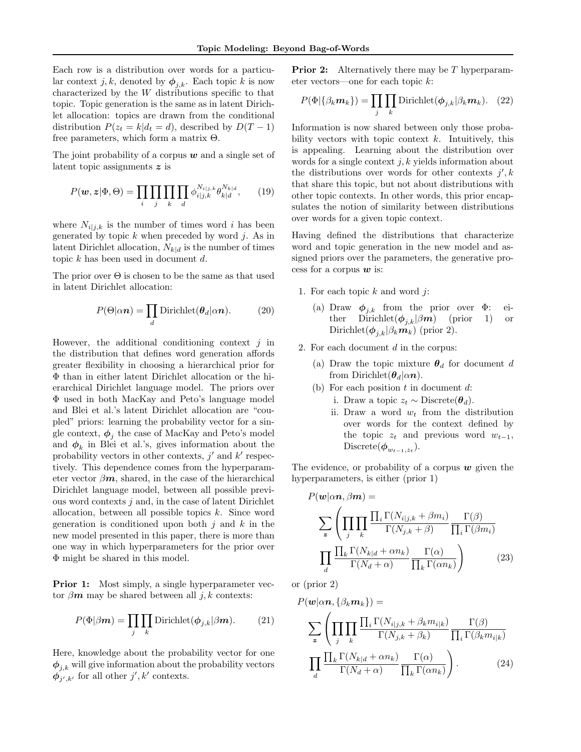Each row is a distribution over words for a particular context $j, k$, denoted by $\boldsymbol{\phi}_{j,k}$. Each topic $k$ is now characterized by the $W$ distributions specific to that topic. Topic generation is the same as in latent Dirichlet allocation: topics are drawn from the conditional distribution $P(z_t = k | d_t = d)$, described by $D(T-1)$ free parameters, which form a matrix $\Theta$.

The joint probability of a corpus $\boldsymbol{w}$ and a single set of latent topic assignments $\boldsymbol{z}$ is

$$P(\boldsymbol{w}, \boldsymbol{z} | \Phi, \Theta) = \prod_i \prod_j \prod_k \prod_d \phi_{i|j,k}^{N_{i|j,k}} \theta_{k|d}^{N_{k|d}}, \qquad (19)$$

where $N_{i|j,k}$ is the number of times word $i$ has been generated by topic $k$ when preceded by word $j$. As in latent Dirichlet allocation, $N_{k|d}$ is the number of times topic $k$ has been used in document $d$.

The prior over $\Theta$ is chosen to be the same as that used in latent Dirichlet allocation:

$$P(\Theta | \alpha \boldsymbol{n}) = \prod_d \text{Dirichlet}(\boldsymbol{\theta}_d | \alpha \boldsymbol{n}). \qquad (20)$$

However, the additional conditioning context $j$ in the distribution that defines word generation affords greater flexibility in choosing a hierarchical prior for $\Phi$ than in either latent Dirichlet allocation or the hierarchical Dirichlet language model. The priors over $\Phi$ used in both MacKay and Peto's language model and Blei et al.'s latent Dirichlet allocation are "coupled" priors: learning the probability vector for a single context, $\boldsymbol{\phi}_j$ the case of MacKay and Peto's model and $\boldsymbol{\phi}_k$ in Blei et al.'s, gives information about the probability vectors in other contexts, $j'$ and $k'$ respectively. This dependence comes from the hyperparameter vector $\beta \boldsymbol{m}$, shared, in the case of the hierarchical Dirichlet language model, between all possible previous word contexts $j$ and, in the case of latent Dirichlet allocation, between all possible topics $k$. Since word generation is conditioned upon both $j$ and $k$ in the new model presented in this paper, there is more than one way in which hyperparameters for the prior over $\Phi$ might be shared in this model.

**Prior 1:** Most simply, a single hyperparameter vector $\beta \boldsymbol{m}$ may be shared between all $j, k$ contexts:

$$P(\Phi | \beta \boldsymbol{m}) = \prod_j \prod_k \text{Dirichlet}(\boldsymbol{\phi}_{j,k} | \beta \boldsymbol{m}). \qquad (21)$$

Here, knowledge about the probability vector for one $\boldsymbol{\phi}_{j,k}$ will give information about the probability vectors $\boldsymbol{\phi}_{j',k'}$ for all other $j', k'$ contexts.

**Prior 2:** Alternatively there may be $T$ hyperparameter vectors—one for each topic $k$:

$$P(\Phi | \{\beta_k \boldsymbol{m}_k\}) = \prod_j \prod_k \text{Dirichlet}(\boldsymbol{\phi}_{j,k} | \beta_k \boldsymbol{m}_k). \qquad (22)$$

Information is now shared between only those probability vectors with topic context $k$. Intuitively, this is appealing. Learning about the distribution over words for a single context $j, k$ yields information about the distributions over words for other contexts $j', k$ that share this topic, but not about distributions with other topic contexts. In other words, this prior encapsulates the notion of similarity between distributions over words for a given topic context.

Having defined the distributions that characterize word and topic generation in the new model and assigned priors over the parameters, the generative process for a corpus $\boldsymbol{w}$ is:

1. For each topic $k$ and word $j$:
   (a) Draw $\boldsymbol{\phi}_{j,k}$ from the prior over $\Phi$: either $\text{Dirichlet}(\boldsymbol{\phi}_{j,k} | \beta \boldsymbol{m})$ (prior 1) or $\text{Dirichlet}(\boldsymbol{\phi}_{j,k} | \beta_k \boldsymbol{m}_k)$ (prior 2).
2. For each document $d$ in the corpus:
   (a) Draw the topic mixture $\boldsymbol{\theta}_d$ for document $d$ from $\text{Dirichlet}(\boldsymbol{\theta}_d | \alpha \boldsymbol{n})$.
   (b) For each position $t$ in document $d$:
      i. Draw a topic $z_t \sim \text{Discrete}(\boldsymbol{\theta}_d)$.
      ii. Draw a word $w_t$ from the distribution over words for the context defined by the topic $z_t$ and previous word $w_{t-1}$, $\text{Discrete}(\boldsymbol{\phi}_{w_{t-1}, z_t})$.

The evidence, or probability of a corpus $\boldsymbol{w}$ given the hyperparameters, is either (prior 1)

$$P(\boldsymbol{w} | \alpha \boldsymbol{n}, \beta \boldsymbol{m}) = \sum_{\boldsymbol{z}} \left( \prod_j \prod_k \frac{\prod_i \Gamma(N_{i|j,k} + \beta m_i)}{\Gamma(N_{j,k} + \beta)} \frac{\Gamma(\beta)}{\prod_i \Gamma(\beta m_i)} \prod_d \frac{\prod_k \Gamma(N_{k|d} + \alpha n_k)}{\Gamma(N_d + \alpha)} \frac{\Gamma(\alpha)}{\prod_k \Gamma(\alpha n_k)} \right) \qquad (23)$$

or (prior 2)

$$P(\boldsymbol{w} | \alpha \boldsymbol{n}, \{\beta_k \boldsymbol{m}_k\}) = \sum_{\boldsymbol{z}} \left( \prod_j \prod_k \frac{\prod_i \Gamma(N_{i|j,k} + \beta_k m_{i|k})}{\Gamma(N_{j,k} + \beta_k)} \frac{\Gamma(\beta)}{\prod_i \Gamma(\beta_k m_{i|k})} \prod_d \frac{\prod_k \Gamma(N_{k|d} + \alpha n_k)}{\Gamma(N_d + \alpha)} \frac{\Gamma(\alpha)}{\prod_k \Gamma(\alpha n_k)} \right). \qquad (24)$$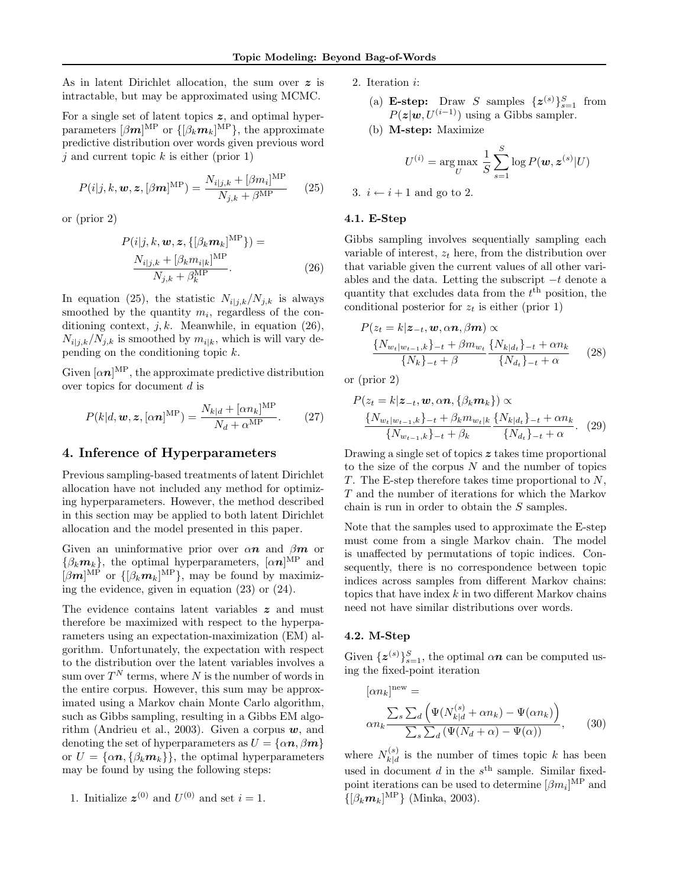As in latent Dirichlet allocation, the sum over $\boldsymbol{z}$ is intractable, but may be approximated using MCMC.

For a single set of latent topics $\boldsymbol{z}$, and optimal hyperparameters $[\beta \boldsymbol{m}]^{\text{MP}}$ or $\{[\beta_k \boldsymbol{m}_k]^{\text{MP}}\}$, the approximate predictive distribution over words given previous word $j$ and current topic $k$ is either (prior 1)

$$P(i|j,k,\boldsymbol{w},\boldsymbol{z},[\beta \boldsymbol{m}]^{\text{MP}}) = \frac{N_{i|j,k} + [\beta m_i]^{\text{MP}}}{N_{j,k} + \beta^{\text{MP}}} \tag{25}$$

or (prior 2)

$$P(i|j,k,\boldsymbol{w},\boldsymbol{z},\{[\beta_k \boldsymbol{m}_k]^{\text{MP}}\}) = \frac{N_{i|j,k} + [\beta_k m_{i|k}]^{\text{MP}}}{N_{j,k} + \beta_k^{\text{MP}}}. \tag{26}$$

In equation (25), the statistic $N_{i|j,k}/N_{j,k}$ is always smoothed by the quantity $m_i$, regardless of the conditioning context, $j,k$. Meanwhile, in equation (26), $N_{i|j,k}/N_{j,k}$ is smoothed by $m_{i|k}$, which is will vary depending on the conditioning topic $k$.

Given $[\alpha \boldsymbol{n}]^{\text{MP}}$, the approximate predictive distribution over topics for document $d$ is

$$P(k|d,\boldsymbol{w},\boldsymbol{z},[\alpha \boldsymbol{n}]^{\text{MP}}) = \frac{N_{k|d} + [\alpha n_k]^{\text{MP}}}{N_d + \alpha^{\text{MP}}}. \tag{27}$$

## 4. Inference of Hyperparameters

Previous sampling-based treatments of latent Dirichlet allocation have not included any method for optimizing hyperparameters. However, the method described in this section may be applied to both latent Dirichlet allocation and the model presented in this paper.

Given an uninformative prior over $\alpha \boldsymbol{n}$ and $\beta \boldsymbol{m}$ or $\{\beta_k \boldsymbol{m}_k\}$, the optimal hyperparameters, $[\alpha \boldsymbol{n}]^{\text{MP}}$ and $[\beta \boldsymbol{m}]^{\text{MP}}$ or $\{[\beta_k \boldsymbol{m}_k]^{\text{MP}}\}$, may be found by maximizing the evidence, given in equation (23) or (24).

The evidence contains latent variables $\boldsymbol{z}$ and must therefore be maximized with respect to the hyperparameters using an expectation-maximization (EM) algorithm. Unfortunately, the expectation with respect to the distribution over the latent variables involves a sum over $T^N$ terms, where $N$ is the number of words in the entire corpus. However, this sum may be approximated using a Markov chain Monte Carlo algorithm, such as Gibbs sampling, resulting in a Gibbs EM algorithm (Andrieu et al., 2003). Given a corpus $\boldsymbol{w}$, and denoting the set of hyperparameters as $U = \{\alpha \boldsymbol{n}, \beta \boldsymbol{m}\}$ or $U = \{\alpha \boldsymbol{n}, \{\beta_k \boldsymbol{m}_k\}\}$, the optimal hyperparameters may be found by using the following steps:

1. Initialize $\boldsymbol{z}^{(0)}$ and $U^{(0)}$ and set $i = 1$.
2. Iteration $i$:
   (a) **E-step:** Draw $S$ samples $\{\boldsymbol{z}^{(s)}\}_{s=1}^S$ from $P(\boldsymbol{z}|\boldsymbol{w}, U^{(i-1)})$ using a Gibbs sampler.
   (b) **M-step:** Maximize
   $$U^{(i)} = \arg\max_U \frac{1}{S} \sum_{s=1}^{S} \log P(\boldsymbol{w}, \boldsymbol{z}^{(s)}|U)$$
3. $i \leftarrow i + 1$ and go to 2.

### 4.1. E-Step

Gibbs sampling involves sequentially sampling each variable of interest, $z_t$ here, from the distribution over that variable given the current values of all other variables and the data. Letting the subscript $-t$ denote a quantity that excludes data from the $t^{\text{th}}$ position, the conditional posterior for $z_t$ is either (prior 1)

$$P(z_t = k|\boldsymbol{z}_{-t}, \boldsymbol{w}, \alpha \boldsymbol{n}, \beta \boldsymbol{m}) \propto \frac{\{N_{w_t|w_{t-1},k}\}_{-t} + \beta m_{w_t}}{\{N_k\}_{-t} + \beta} \frac{\{N_{k|d_t}\}_{-t} + \alpha n_k}{\{N_{d_t}\}_{-t} + \alpha} \tag{28}$$

or (prior 2)

$$P(z_t = k|\boldsymbol{z}_{-t}, \boldsymbol{w}, \alpha \boldsymbol{n}, \{\beta_k \boldsymbol{m}_k\}) \propto \frac{\{N_{w_t|w_{t-1},k}\}_{-t} + \beta_k m_{w_t|k}}{\{N_{w_{t-1},k}\}_{-t} + \beta_k} \frac{\{N_{k|d_t}\}_{-t} + \alpha n_k}{\{N_{d_t}\}_{-t} + \alpha}. \tag{29}$$

Drawing a single set of topics $\boldsymbol{z}$ takes time proportional to the size of the corpus $N$ and the number of topics $T$. The E-step therefore takes time proportional to $N$, $T$ and the number of iterations for which the Markov chain is run in order to obtain the $S$ samples.

Note that the samples used to approximate the E-step must come from a single Markov chain. The model is unaffected by permutations of topic indices. Consequently, there is no correspondence between topic indices across samples from different Markov chains: topics that have index $k$ in two different Markov chains need not have similar distributions over words.

### 4.2. M-Step

Given $\{\boldsymbol{z}^{(s)}\}_{s=1}^S$, the optimal $\alpha \boldsymbol{n}$ can be computed using the fixed-point iteration

$$[\alpha n_k]^{\text{new}} = \alpha n_k \frac{\sum_s \sum_d \left(\Psi(N_{k|d}^{(s)} + \alpha n_k) - \Psi(\alpha n_k)\right)}{\sum_s \sum_d \left(\Psi(N_d + \alpha) - \Psi(\alpha)\right)}, \tag{30}$$

where $N_{k|d}^{(s)}$ is the number of times topic $k$ has been used in document $d$ in the $s^{\text{th}}$ sample. Similar fixed-point iterations can be used to determine $[\beta m_i]^{\text{MP}}$ and $\{[\beta_k \boldsymbol{m}_k]^{\text{MP}}\}$ (Minka, 2003).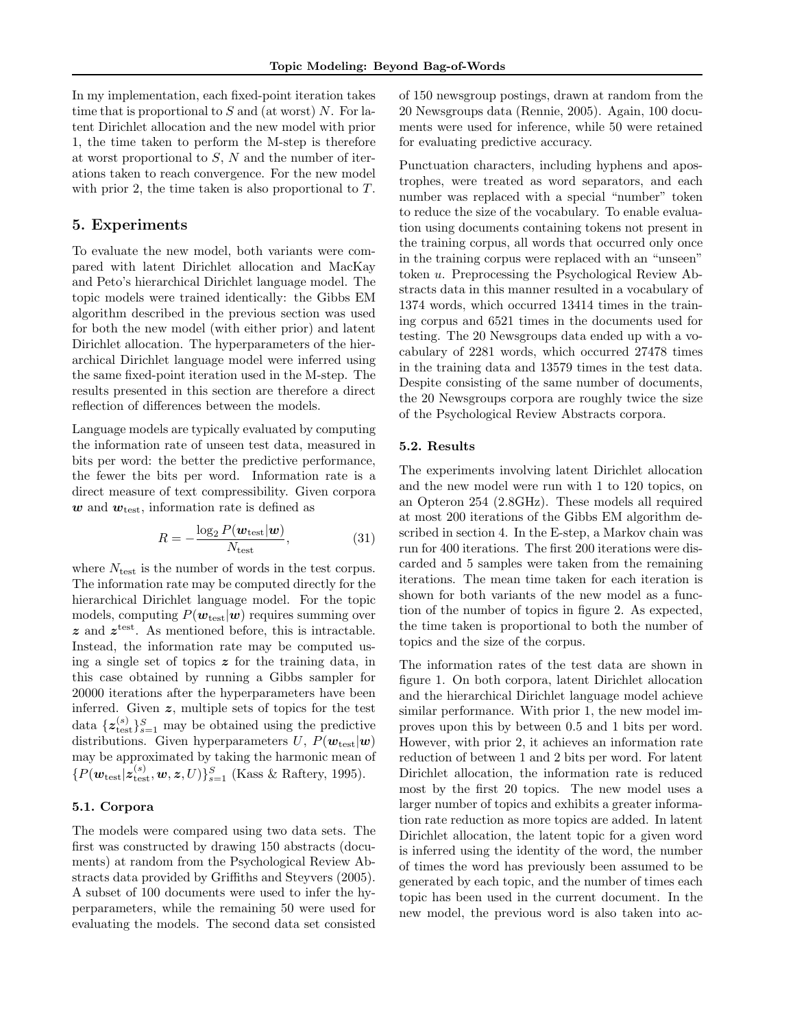In my implementation, each fixed-point iteration takes time that is proportional to $S$ and (at worst) $N$. For latent Dirichlet allocation and the new model with prior 1, the time taken to perform the M-step is therefore at worst proportional to $S$, $N$ and the number of iterations taken to reach convergence. For the new model with prior 2, the time taken is also proportional to $T$.

## 5. Experiments

To evaluate the new model, both variants were compared with latent Dirichlet allocation and MacKay and Peto's hierarchical Dirichlet language model. The topic models were trained identically: the Gibbs EM algorithm described in the previous section was used for both the new model (with either prior) and latent Dirichlet allocation. The hyperparameters of the hierarchical Dirichlet language model were inferred using the same fixed-point iteration used in the M-step. The results presented in this section are therefore a direct reflection of differences between the models.

Language models are typically evaluated by computing the information rate of unseen test data, measured in bits per word: the better the predictive performance, the fewer the bits per word. Information rate is a direct measure of text compressibility. Given corpora $\boldsymbol{w}$ and $\boldsymbol{w}_{\text{test}}$, information rate is defined as

$$R = -\frac{\log_2 P(\boldsymbol{w}_{\text{test}}|\boldsymbol{w})}{N_{\text{test}}}, \qquad (31)$$

where $N_{\text{test}}$ is the number of words in the test corpus. The information rate may be computed directly for the hierarchical Dirichlet language model. For the topic models, computing $P(\boldsymbol{w}_{\text{test}}|\boldsymbol{w})$ requires summing over $\boldsymbol{z}$ and $\boldsymbol{z}^{\text{test}}$. As mentioned before, this is intractable. Instead, the information rate may be computed using a single set of topics $\boldsymbol{z}$ for the training data, in this case obtained by running a Gibbs sampler for 20000 iterations after the hyperparameters have been inferred. Given $\boldsymbol{z}$, multiple sets of topics for the test data $\{\boldsymbol{z}_{\text{test}}^{(s)}\}_{s=1}^{S}$ may be obtained using the predictive distributions. Given hyperparameters $U$, $P(\boldsymbol{w}_{\text{test}}|\boldsymbol{w})$ may be approximated by taking the harmonic mean of $\{P(\boldsymbol{w}_{\text{test}}|\boldsymbol{z}_{\text{test}}^{(s)}, \boldsymbol{w}, \boldsymbol{z}, U)\}_{s=1}^{S}$ (Kass & Raftery, 1995).

### 5.1. Corpora

The models were compared using two data sets. The first was constructed by drawing 150 abstracts (documents) at random from the Psychological Review Abstracts data provided by Griffiths and Steyvers (2005). A subset of 100 documents were used to infer the hyperparameters, while the remaining 50 were used for evaluating the models. The second data set consisted of 150 newsgroup postings, drawn at random from the 20 Newsgroups data (Rennie, 2005). Again, 100 documents were used for inference, while 50 were retained for evaluating predictive accuracy.

Punctuation characters, including hyphens and apostrophes, were treated as word separators, and each number was replaced with a special "number" token to reduce the size of the vocabulary. To enable evaluation using documents containing tokens not present in the training corpus, all words that occurred only once in the training corpus were replaced with an "unseen" token $u$. Preprocessing the Psychological Review Abstracts data in this manner resulted in a vocabulary of 1374 words, which occurred 13414 times in the training corpus and 6521 times in the documents used for testing. The 20 Newsgroups data ended up with a vocabulary of 2281 words, which occurred 27478 times in the training data and 13579 times in the test data. Despite consisting of the same number of documents, the 20 Newsgroups corpora are roughly twice the size of the Psychological Review Abstracts corpora.

### 5.2. Results

The experiments involving latent Dirichlet allocation and the new model were run with 1 to 120 topics, on an Opteron 254 (2.8GHz). These models all required at most 200 iterations of the Gibbs EM algorithm described in section 4. In the E-step, a Markov chain was run for 400 iterations. The first 200 iterations were discarded and 5 samples were taken from the remaining iterations. The mean time taken for each iteration is shown for both variants of the new model as a function of the number of topics in figure 2. As expected, the time taken is proportional to both the number of topics and the size of the corpus.

The information rates of the test data are shown in figure 1. On both corpora, latent Dirichlet allocation and the hierarchical Dirichlet language model achieve similar performance. With prior 1, the new model improves upon this by between 0.5 and 1 bits per word. However, with prior 2, it achieves an information rate reduction of between 1 and 2 bits per word. For latent Dirichlet allocation, the information rate is reduced most by the first 20 topics. The new model uses a larger number of topics and exhibits a greater information rate reduction as more topics are added. In latent Dirichlet allocation, the latent topic for a given word is inferred using the identity of the word, the number of times the word has previously been assumed to be generated by each topic, and the number of times each topic has been used in the current document. In the new model, the previous word is also taken into ac-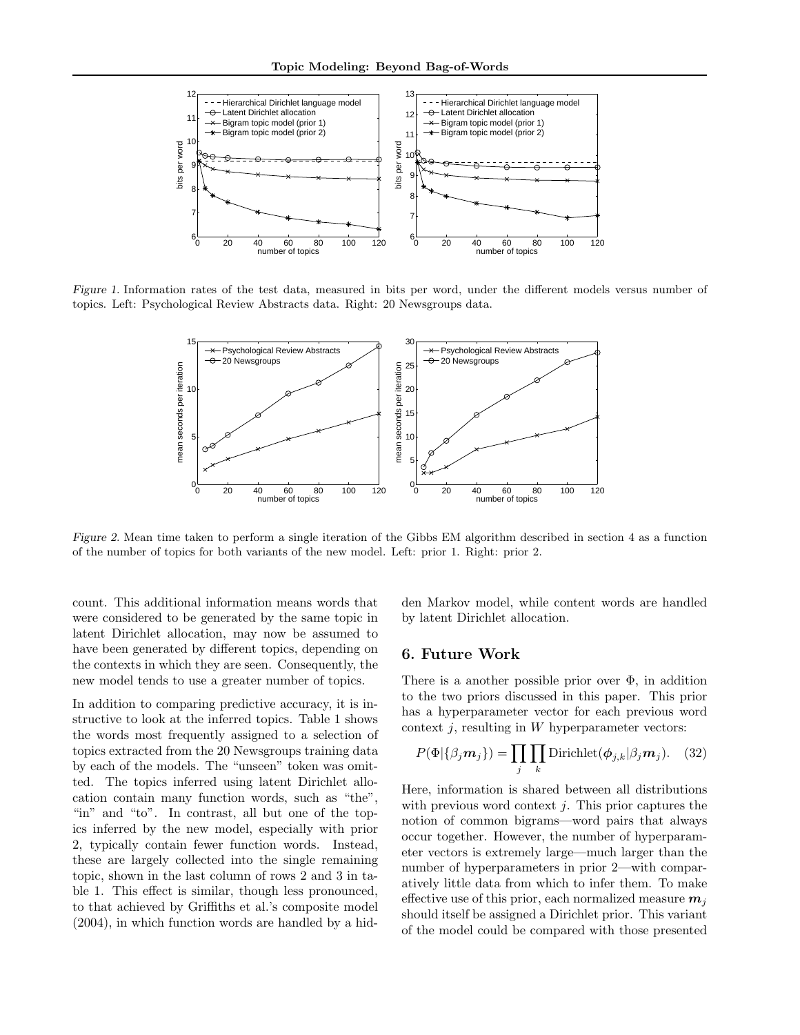Figure 1. Information rates of the test data, measured in bits per word, under the different models versus number of topics. Left: Psychological Review Abstracts data. Right: 20 Newsgroups data.

Figure 2. Mean time taken to perform a single iteration of the Gibbs EM algorithm described in section 4 as a function of the number of topics for both variants of the new model. Left: prior 1. Right: prior 2.

count. This additional information means words that were considered to be generated by the same topic in latent Dirichlet allocation, may now be assumed to have been generated by different topics, depending on the contexts in which they are seen. Consequently, the new model tends to use a greater number of topics.

In addition to comparing predictive accuracy, it is instructive to look at the inferred topics. Table 1 shows the words most frequently assigned to a selection of topics extracted from the 20 Newsgroups training data by each of the models. The "unseen" token was omitted. The topics inferred using latent Dirichlet allocation contain many function words, such as "the", "in" and "to". In contrast, all but one of the topics inferred by the new model, especially with prior 2, typically contain fewer function words. Instead, these are largely collected into the single remaining topic, shown in the last column of rows 2 and 3 in table 1. This effect is similar, though less pronounced, to that achieved by Griffiths et al.'s composite model (2004), in which function words are handled by a hidden Markov model, while content words are handled by latent Dirichlet allocation.

## 6. Future Work

There is a another possible prior over $\Phi$, in addition to the two priors discussed in this paper. This prior has a hyperparameter vector for each previous word context $j$, resulting in $W$ hyperparameter vectors:

$$P(\Phi|\{\beta_j \boldsymbol{m}_j\}) = \prod_j \prod_k \text{Dirichlet}(\boldsymbol{\phi}_{j,k}|\beta_j \boldsymbol{m}_j). \quad (32)$$

Here, information is shared between all distributions with previous word context $j$. This prior captures the notion of common bigrams—word pairs that always occur together. However, the number of hyperparameter vectors is extremely large—much larger than the number of hyperparameters in prior 2—with comparatively little data from which to infer them. To make effective use of this prior, each normalized measure $\boldsymbol{m}_j$ should itself be assigned a Dirichlet prior. This variant of the model could be compared with those presented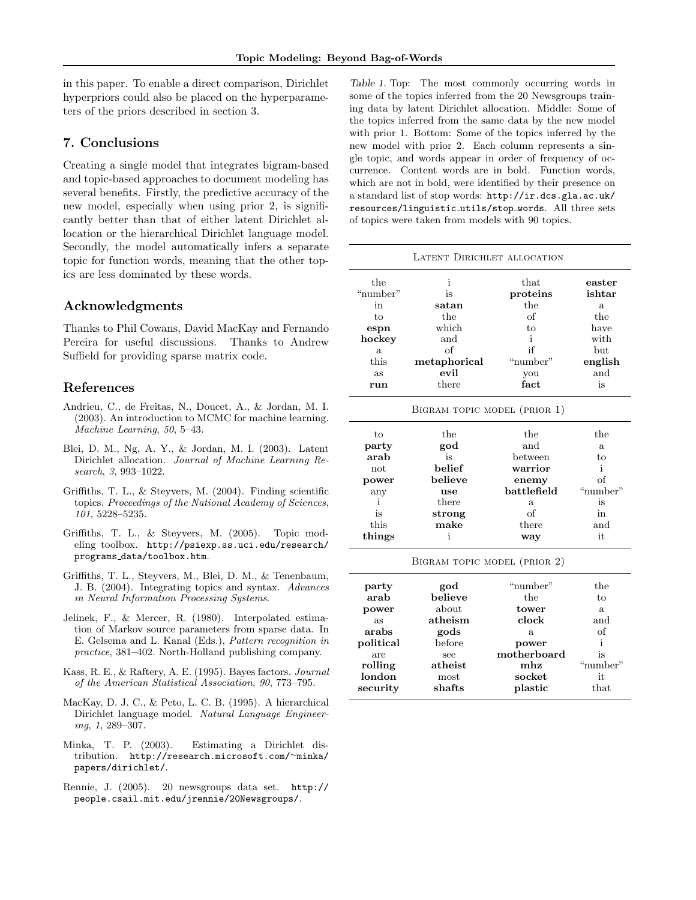in this paper. To enable a direct comparison, Dirichlet hyperpriors could also be placed on the hyperparameters of the priors described in section 3.

## 7. Conclusions

Creating a single model that integrates bigram-based and topic-based approaches to document modeling has several benefits. Firstly, the predictive accuracy of the new model, especially when using prior 2, is significantly better than that of either latent Dirichlet allocation or the hierarchical Dirichlet language model. Secondly, the model automatically infers a separate topic for function words, meaning that the other topics are less dominated by these words.

## Acknowledgments

Thanks to Phil Cowans, David MacKay and Fernando Pereira for useful discussions. Thanks to Andrew Suffield for providing sparse matrix code.

## References

Andrieu, C., de Freitas, N., Doucet, A., & Jordan, M. I. (2003). An introduction to MCMC for machine learning. *Machine Learning*, *50*, 5–43.

Blei, D. M., Ng, A. Y., & Jordan, M. I. (2003). Latent Dirichlet allocation. *Journal of Machine Learning Research*, *3*, 993–1022.

Griffiths, T. L., & Steyvers, M. (2004). Finding scientific topics. *Proceedings of the National Academy of Sciences*, *101*, 5228–5235.

Griffiths, T. L., & Steyvers, M. (2005). Topic modeling toolbox. http://psiexp.ss.uci.edu/research/programs_data/toolbox.htm.

Griffiths, T. L., Steyvers, M., Blei, D. M., & Tenenbaum, J. B. (2004). Integrating topics and syntax. *Advances in Neural Information Processing Systems*.

Jelinek, F., & Mercer, R. (1980). Interpolated estimation of Markov source parameters from sparse data. In E. Gelsema and L. Kanal (Eds.), *Pattern recognition in practice*, 381–402. North-Holland publishing company.

Kass, R. E., & Raftery, A. E. (1995). Bayes factors. *Journal of the American Statistical Association*, *90*, 773–795.

MacKay, D. J. C., & Peto, L. C. B. (1995). A hierarchical Dirichlet language model. *Natural Language Engineering*, *1*, 289–307.

Minka, T. P. (2003). Estimating a Dirichlet distribution. http://research.microsoft.com/~minka/papers/dirichlet/.

Rennie, J. (2005). 20 newsgroups data set. http://people.csail.mit.edu/jrennie/20Newsgroups/.

*Table 1.* Top: The most commonly occurring words in some of the topics inferred from the 20 Newsgroups training data by latent Dirichlet allocation. Middle: Some of the topics inferred from the same data by the new model with prior 1. Bottom: Some of the topics inferred by the new model with prior 2. Each column represents a single topic, and words appear in order of frequency of occurrence. Content words are in bold. Function words, which are not in bold, were identified by their presence on a standard list of stop words: http://ir.dcs.gla.ac.uk/resources/linguistic_utils/stop_words. All three sets of topics were taken from models with 90 topics.

| Latent Dirichlet allocation | | | |
|---|---|---|---|
| the | i | that | **easter** |
| "number" | is | **proteins** | **ishtar** |
| in | **satan** | the | a |
| to | the | of | the |
| **espn** | which | to | have |
| **hockey** | and | i | with |
| a | of | if | but |
| this | **metaphorical** | "number" | **english** |
| as | **evil** | you | and |
| **run** | there | **fact** | is |
| **Bigram topic model (prior 1)** | | | |
| to | the | the | the |
| **party** | **god** | and | a |
| **arab** | is | between | to |
| not | **belief** | **warrior** | i |
| **power** | **believe** | **enemy** | of |
| any | **use** | **battlefield** | "number" |
| i | there | a | is |
| is | **strong** | of | in |
| this | **make** | there | and |
| **things** | i | **way** | it |
| **Bigram topic model (prior 2)** | | | |
| **party** | **god** | "number" | the |
| **arab** | **believe** | the | to |
| **power** | about | **tower** | a |
| as | **atheism** | **clock** | and |
| **arabs** | **gods** | a | of |
| **political** | before | **power** | i |
| are | see | **motherboard** | is |
| **rolling** | **atheist** | **mhz** | "number" |
| **london** | most | **socket** | it |
| **security** | **shafts** | **plastic** | that |